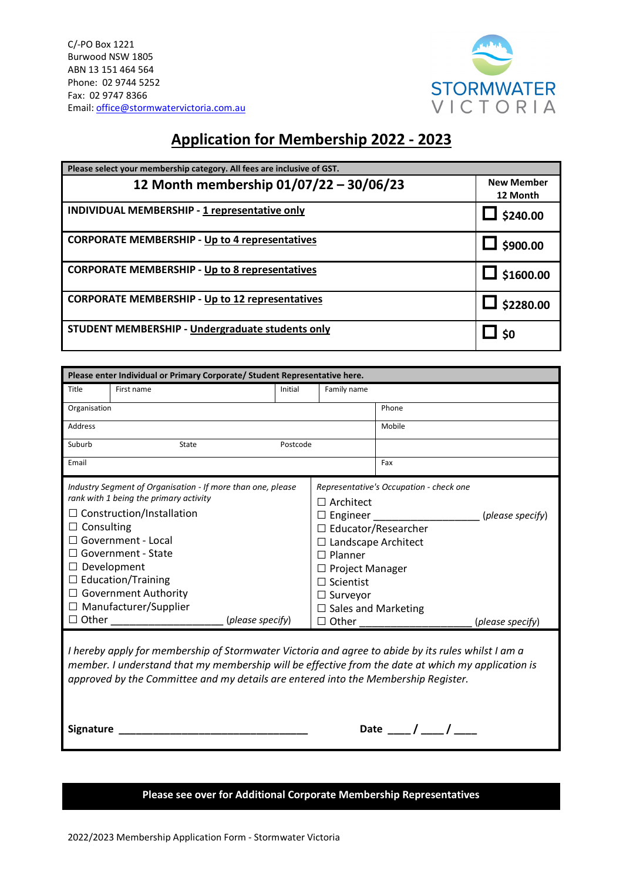C/-PO Box 1221
Burwood NSW 1805
ABN 13 151 464 564
Phone: 02 9744 5252
Fax: 02 9747 8366
Email: office@stormwatervictoria.com.au

STORMWATER VICTORIA

# Application for Membership 2022 - 2023

| Please select your membership category. All fees are inclusive of GST. | |
|---|---|
| **12 Month membership 01/07/22 – 30/06/23** | **New Member 12 Month** |
| **INDIVIDUAL MEMBERSHIP - 1 representative only** | ☐ **$240.00** |
| **CORPORATE MEMBERSHIP - Up to 4 representatives** | ☐ **$900.00** |
| **CORPORATE MEMBERSHIP - Up to 8 representatives** | ☐ **$1600.00** |
| **CORPORATE MEMBERSHIP - Up to 12 representatives** | ☐ **$2280.00** |
| **STUDENT MEMBERSHIP - Undergraduate students only** | ☐ **$0** |

**Please enter Individual or Primary Corporate/ Student Representative here.**

| Title | First name | Initial | Family name |
|---|---|---|---|

| Organisation | Phone |
|---|---|
| Address | Mobile |
| Suburb State Postcode | |
| Email | Fax |

*Industry Segment of Organisation - If more than one, please rank with 1 being the primary activity*

- ☐ Construction/Installation
- ☐ Consulting
- ☐ Government - Local
- ☐ Government - State
- ☐ Development
- ☐ Education/Training
- ☐ Government Authority
- ☐ Manufacturer/Supplier
- ☐ Other ____________________ (*please specify*)

*Representative's Occupation - check one*

- ☐ Architect
- ☐ Engineer ____________________ (*please specify*)
- ☐ Educator/Researcher
- ☐ Landscape Architect
- ☐ Planner
- ☐ Project Manager
- ☐ Scientist
- ☐ Surveyor
- ☐ Sales and Marketing
- ☐ Other ____________________ (*please specify*)

*I hereby apply for membership of Stormwater Victoria and agree to abide by its rules whilst I am a member. I understand that my membership will be effective from the date at which my application is approved by the Committee and my details are entered into the Membership Register.*

**Signature** ________________________________ **Date** ____ / ____ / ____

**Please see over for Additional Corporate Membership Representatives**

2022/2023 Membership Application Form - Stormwater Victoria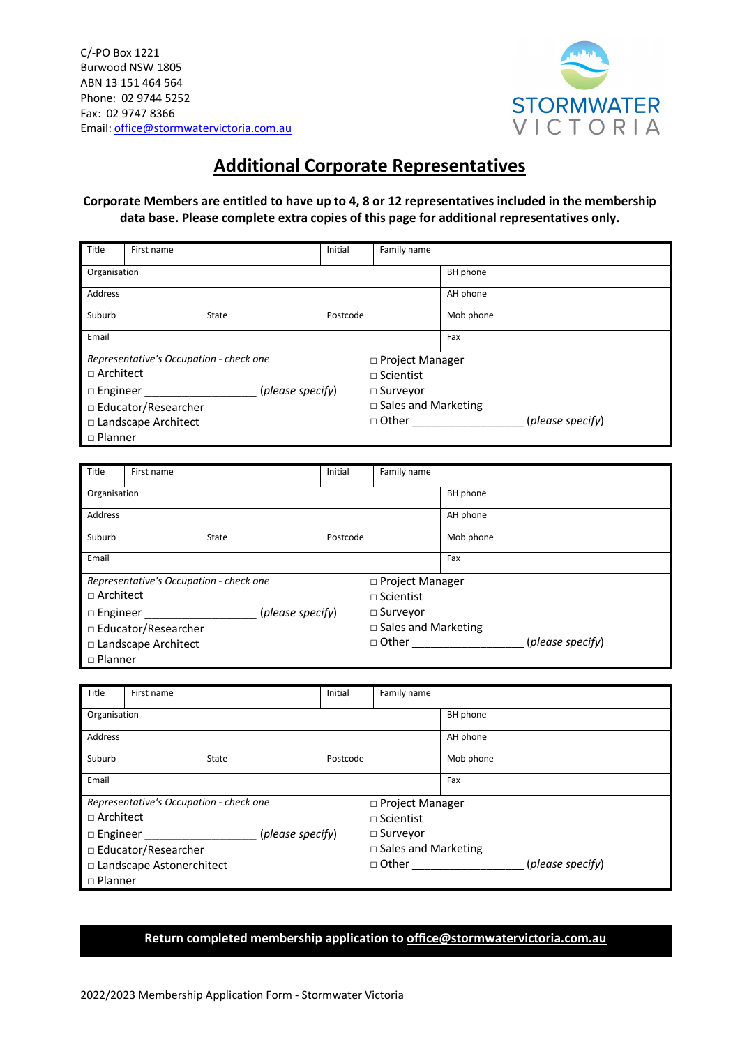C/-PO Box 1221
Burwood NSW 1805
ABN 13 151 464 564
Phone: 02 9744 5252
Fax: 02 9747 8366
Email: office@stormwatervictoria.com.au

STORMWATER VICTORIA

# Additional Corporate Representatives

**Corporate Members are entitled to have up to 4, 8 or 12 representatives included in the membership data base. Please complete extra copies of this page for additional representatives only.**

| | | | |
|---|---|---|---|
| Title | First name | Initial | Family name |
| Organisation | | | BH phone |
| Address | | | AH phone |
| Suburb | State | Postcode | Mob phone |
| Email | | | Fax |

*Representative's Occupation - check one*
- □ Architect
- □ Engineer _________________ (*please specify*)
- □ Educator/Researcher
- □ Landscape Architect
- □ Planner
- □ Project Manager
- □ Scientist
- □ Surveyor
- □ Sales and Marketing
- □ Other _________________ (*please specify*)

| | | | |
|---|---|---|---|
| Title | First name | Initial | Family name |
| Organisation | | | BH phone |
| Address | | | AH phone |
| Suburb | State | Postcode | Mob phone |
| Email | | | Fax |

*Representative's Occupation - check one*
- □ Architect
- □ Engineer _________________ (*please specify*)
- □ Educator/Researcher
- □ Landscape Architect
- □ Planner
- □ Project Manager
- □ Scientist
- □ Surveyor
- □ Sales and Marketing
- □ Other _________________ (*please specify*)

| | | | |
|---|---|---|---|
| Title | First name | Initial | Family name |
| Organisation | | | BH phone |
| Address | | | AH phone |
| Suburb | State | Postcode | Mob phone |
| Email | | | Fax |

*Representative's Occupation - check one*
- □ Architect
- □ Engineer _________________ (*please specify*)
- □ Educator/Researcher
- □ Landscape Astonerchitect
- □ Planner
- □ Project Manager
- □ Scientist
- □ Surveyor
- □ Sales and Marketing
- □ Other _________________ (*please specify*)

**Return completed membership application to office@stormwatervictoria.com.au**